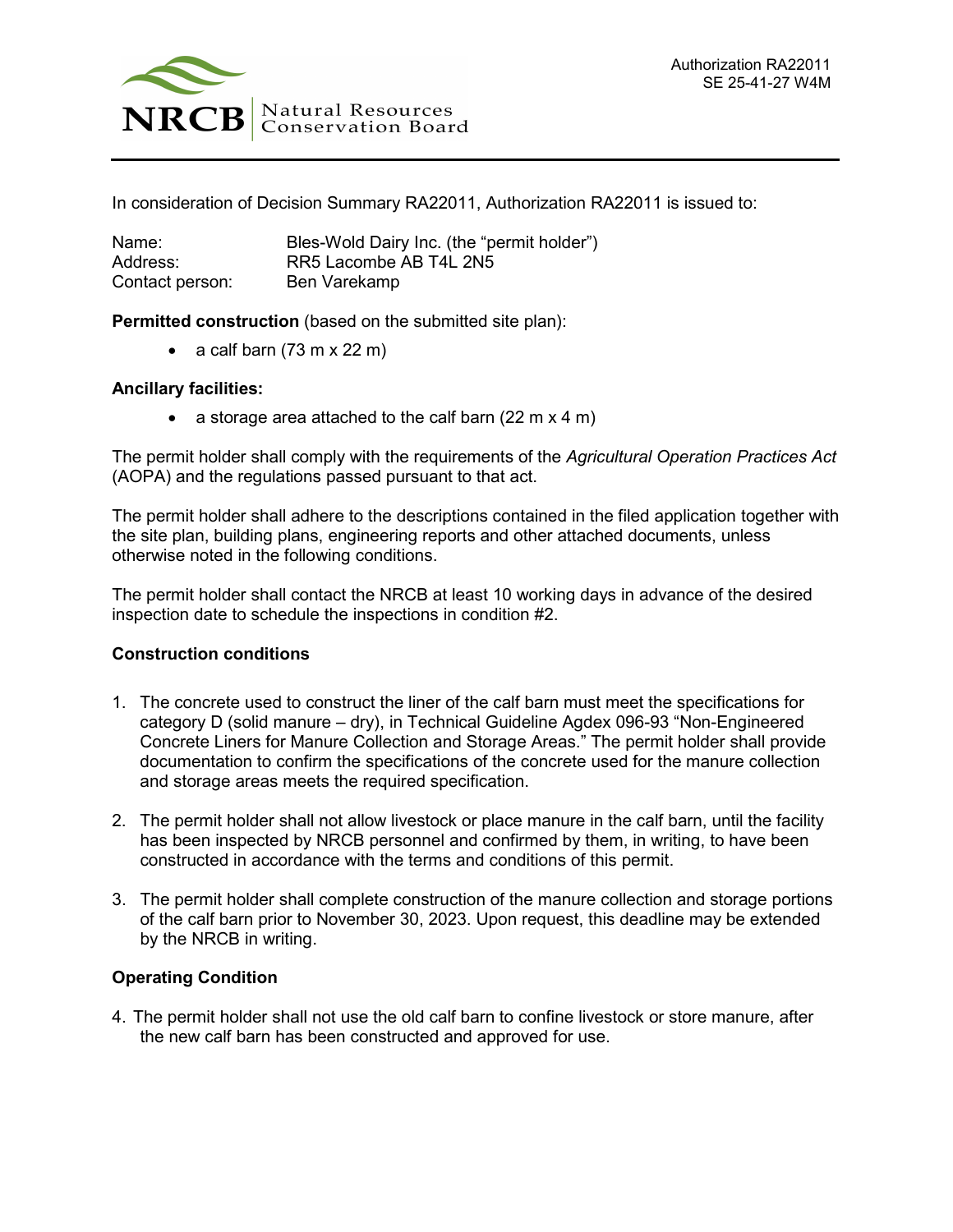Authorization RA22011
SE 25-41-27 W4M

NRCB | Natural Resources Conservation Board

In consideration of Decision Summary RA22011, Authorization RA22011 is issued to:

Name: Bles-Wold Dairy Inc. (the "permit holder")
Address: RR5 Lacombe AB T4L 2N5
Contact person: Ben Varekamp

**Permitted construction** (based on the submitted site plan):

- a calf barn (73 m x 22 m)

**Ancillary facilities:**

- a storage area attached to the calf barn (22 m x 4 m)

The permit holder shall comply with the requirements of the *Agricultural Operation Practices Act* (AOPA) and the regulations passed pursuant to that act.

The permit holder shall adhere to the descriptions contained in the filed application together with the site plan, building plans, engineering reports and other attached documents, unless otherwise noted in the following conditions.

The permit holder shall contact the NRCB at least 10 working days in advance of the desired inspection date to schedule the inspections in condition #2.

**Construction conditions**

1. The concrete used to construct the liner of the calf barn must meet the specifications for category D (solid manure – dry), in Technical Guideline Agdex 096-93 "Non-Engineered Concrete Liners for Manure Collection and Storage Areas." The permit holder shall provide documentation to confirm the specifications of the concrete used for the manure collection and storage areas meets the required specification.

2. The permit holder shall not allow livestock or place manure in the calf barn, until the facility has been inspected by NRCB personnel and confirmed by them, in writing, to have been constructed in accordance with the terms and conditions of this permit.

3. The permit holder shall complete construction of the manure collection and storage portions of the calf barn prior to November 30, 2023. Upon request, this deadline may be extended by the NRCB in writing.

**Operating Condition**

4. The permit holder shall not use the old calf barn to confine livestock or store manure, after the new calf barn has been constructed and approved for use.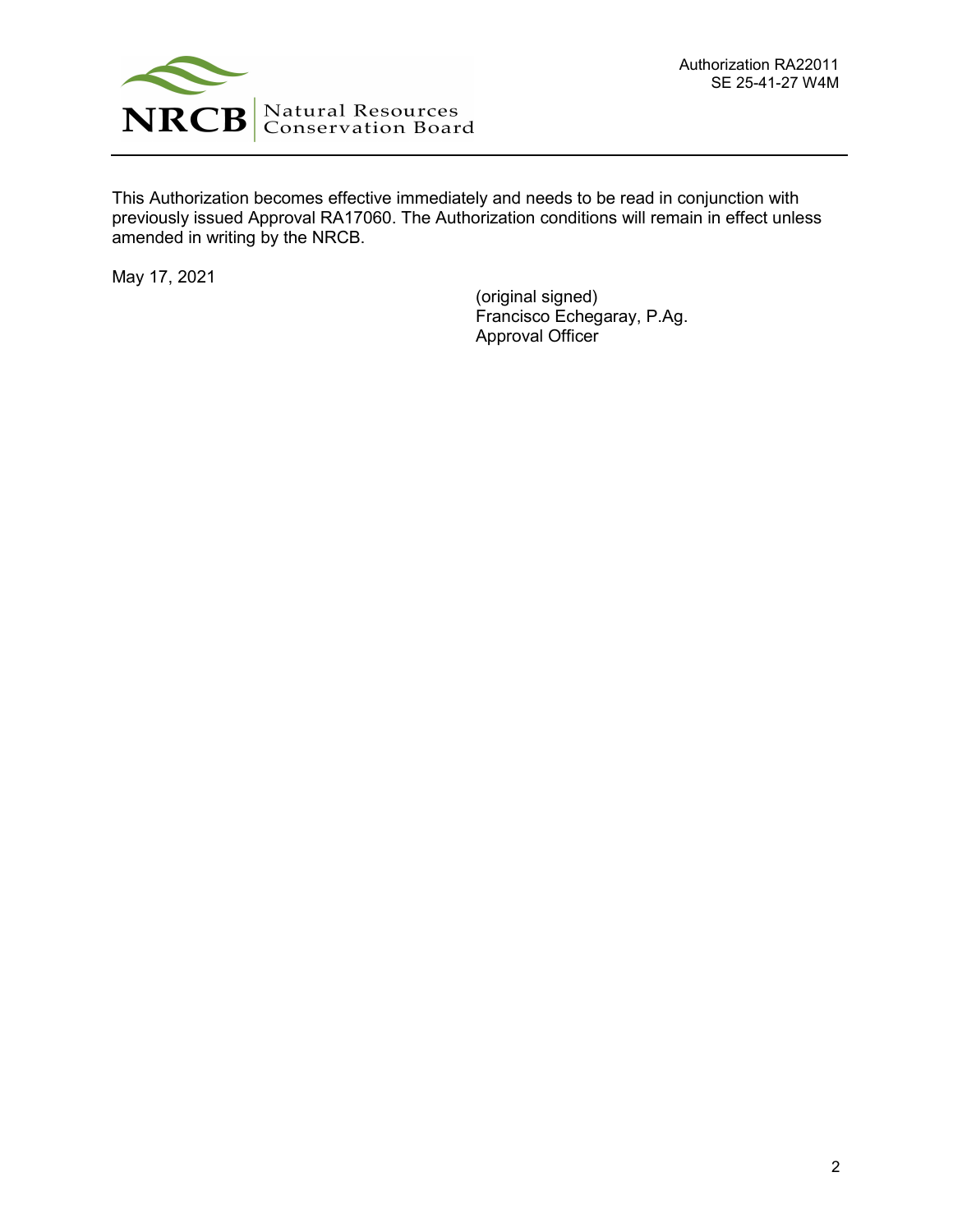This Authorization becomes effective immediately and needs to be read in conjunction with previously issued Approval RA17060. The Authorization conditions will remain in effect unless amended in writing by the NRCB.

May 17, 2021

(original signed)
Francisco Echegaray, P.Ag.
Approval Officer